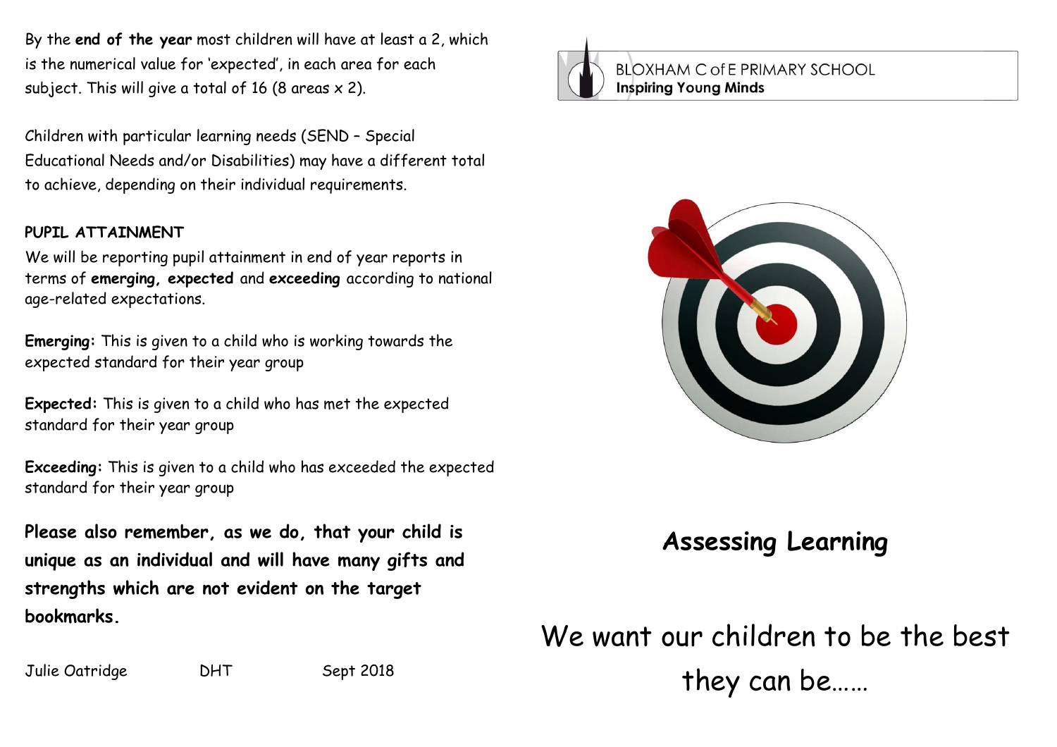By the **end of the year** most children will have at least a 2, which is the numerical value for 'expected', in each area for each subject. This will give a total of 16 (8 areas x 2).

Children with particular learning needs (SEND – Special Educational Needs and/or Disabilities) may have a different total to achieve, depending on their individual requirements.

**PUPIL ATTAINMENT**

We will be reporting pupil attainment in end of year reports in terms of **emerging, expected** and **exceeding** according to national age-related expectations.

**Emerging:** This is given to a child who is working towards the expected standard for their year group

**Expected:** This is given to a child who has met the expected standard for their year group

**Exceeding:** This is given to a child who has exceeded the expected standard for their year group

**Please also remember, as we do, that your child is unique as an individual and will have many gifts and strengths which are not evident on the target bookmarks.**

Julie Oatridge DHT Sept 2018

BLOXHAM C of E PRIMARY SCHOOL
**Inspiring Young Minds**

# Assessing Learning

We want our children to be the best they can be……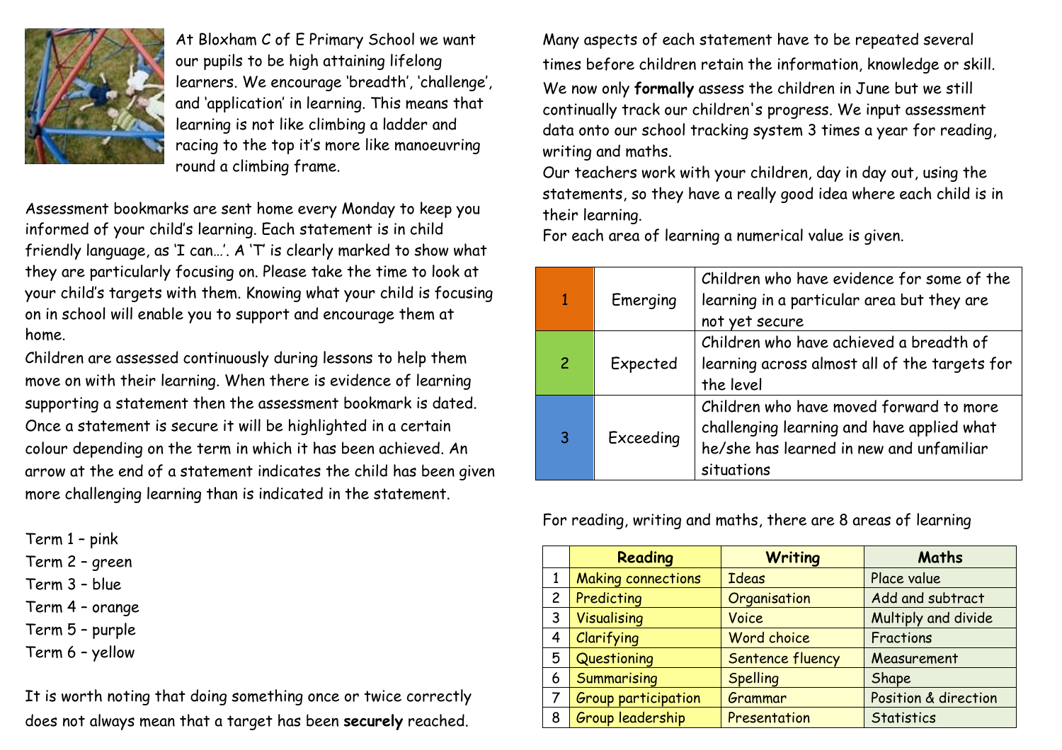At Bloxham C of E Primary School we want our pupils to be high attaining lifelong learners. We encourage 'breadth', 'challenge', and 'application' in learning. This means that learning is not like climbing a ladder and racing to the top it's more like manoeuvring round a climbing frame.

Assessment bookmarks are sent home every Monday to keep you informed of your child's learning. Each statement is in child friendly language, as 'I can…'. A 'T' is clearly marked to show what they are particularly focusing on. Please take the time to look at your child's targets with them. Knowing what your child is focusing on in school will enable you to support and encourage them at home.

Children are assessed continuously during lessons to help them move on with their learning. When there is evidence of learning supporting a statement then the assessment bookmark is dated. Once a statement is secure it will be highlighted in a certain colour depending on the term in which it has been achieved. An arrow at the end of a statement indicates the child has been given more challenging learning than is indicated in the statement.

Term 1 – pink
Term 2 – green
Term 3 – blue
Term 4 – orange
Term 5 – purple
Term 6 – yellow

It is worth noting that doing something once or twice correctly does not always mean that a target has been **securely** reached.

Many aspects of each statement have to be repeated several times before children retain the information, knowledge or skill.

We now only **formally** assess the children in June but we still continually track our children's progress. We input assessment data onto our school tracking system 3 times a year for reading, writing and maths.

Our teachers work with your children, day in day out, using the statements, so they have a really good idea where each child is in their learning.

For each area of learning a numerical value is given.

| | | |
|---|---|---|
| 1 | Emerging | Children who have evidence for some of the learning in a particular area but they are not yet secure |
| 2 | Expected | Children who have achieved a breadth of learning across almost all of the targets for the level |
| 3 | Exceeding | Children who have moved forward to more challenging learning and have applied what he/she has learned in new and unfamiliar situations |

For reading, writing and maths, there are 8 areas of learning

| | Reading | Writing | Maths |
|---|---|---|---|
| 1 | Making connections | Ideas | Place value |
| 2 | Predicting | Organisation | Add and subtract |
| 3 | Visualising | Voice | Multiply and divide |
| 4 | Clarifying | Word choice | Fractions |
| 5 | Questioning | Sentence fluency | Measurement |
| 6 | Summarising | Spelling | Shape |
| 7 | Group participation | Grammar | Position & direction |
| 8 | Group leadership | Presentation | Statistics |